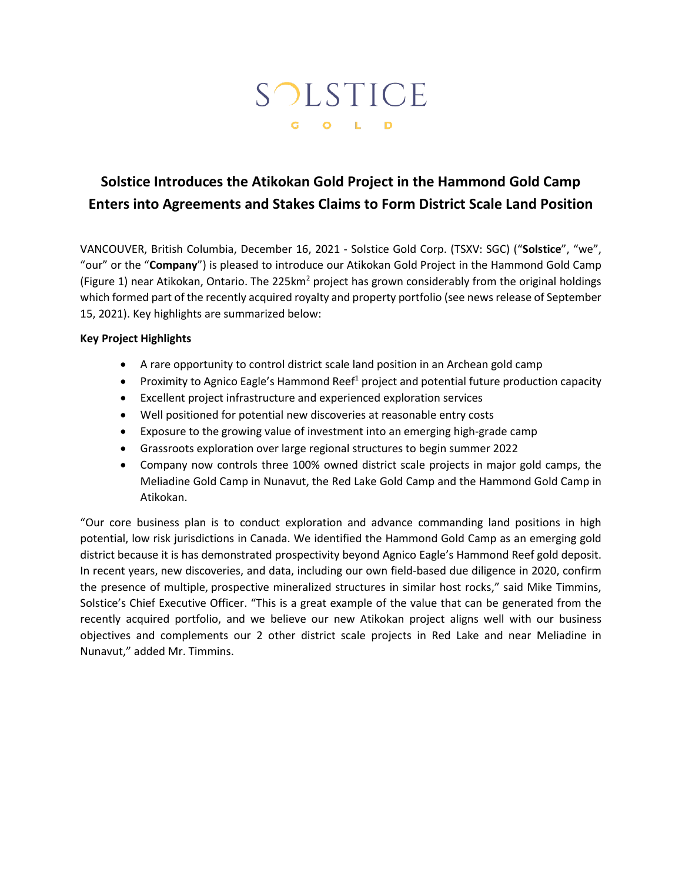SOLSTICE

GOLD

# Solstice Introduces the Atikokan Gold Project in the Hammond Gold Camp
# Enters into Agreements and Stakes Claims to Form District Scale Land Position

VANCOUVER, British Columbia, December 16, 2021 - Solstice Gold Corp. (TSXV: SGC) ("**Solstice**", "we", "our" or the "**Company**") is pleased to introduce our Atikokan Gold Project in the Hammond Gold Camp (Figure 1) near Atikokan, Ontario. The 225km$^2$ project has grown considerably from the original holdings which formed part of the recently acquired royalty and property portfolio (see news release of September 15, 2021). Key highlights are summarized below:

**Key Project Highlights**

- A rare opportunity to control district scale land position in an Archean gold camp
- Proximity to Agnico Eagle's Hammond Reef[1] project and potential future production capacity
- Excellent project infrastructure and experienced exploration services
- Well positioned for potential new discoveries at reasonable entry costs
- Exposure to the growing value of investment into an emerging high-grade camp
- Grassroots exploration over large regional structures to begin summer 2022
- Company now controls three 100% owned district scale projects in major gold camps, the Meliadine Gold Camp in Nunavut, the Red Lake Gold Camp and the Hammond Gold Camp in Atikokan.

"Our core business plan is to conduct exploration and advance commanding land positions in high potential, low risk jurisdictions in Canada. We identified the Hammond Gold Camp as an emerging gold district because it is has demonstrated prospectivity beyond Agnico Eagle's Hammond Reef gold deposit. In recent years, new discoveries, and data, including our own field-based due diligence in 2020, confirm the presence of multiple, prospective mineralized structures in similar host rocks," said Mike Timmins, Solstice's Chief Executive Officer. "This is a great example of the value that can be generated from the recently acquired portfolio, and we believe our new Atikokan project aligns well with our business objectives and complements our 2 other district scale projects in Red Lake and near Meliadine in Nunavut," added Mr. Timmins.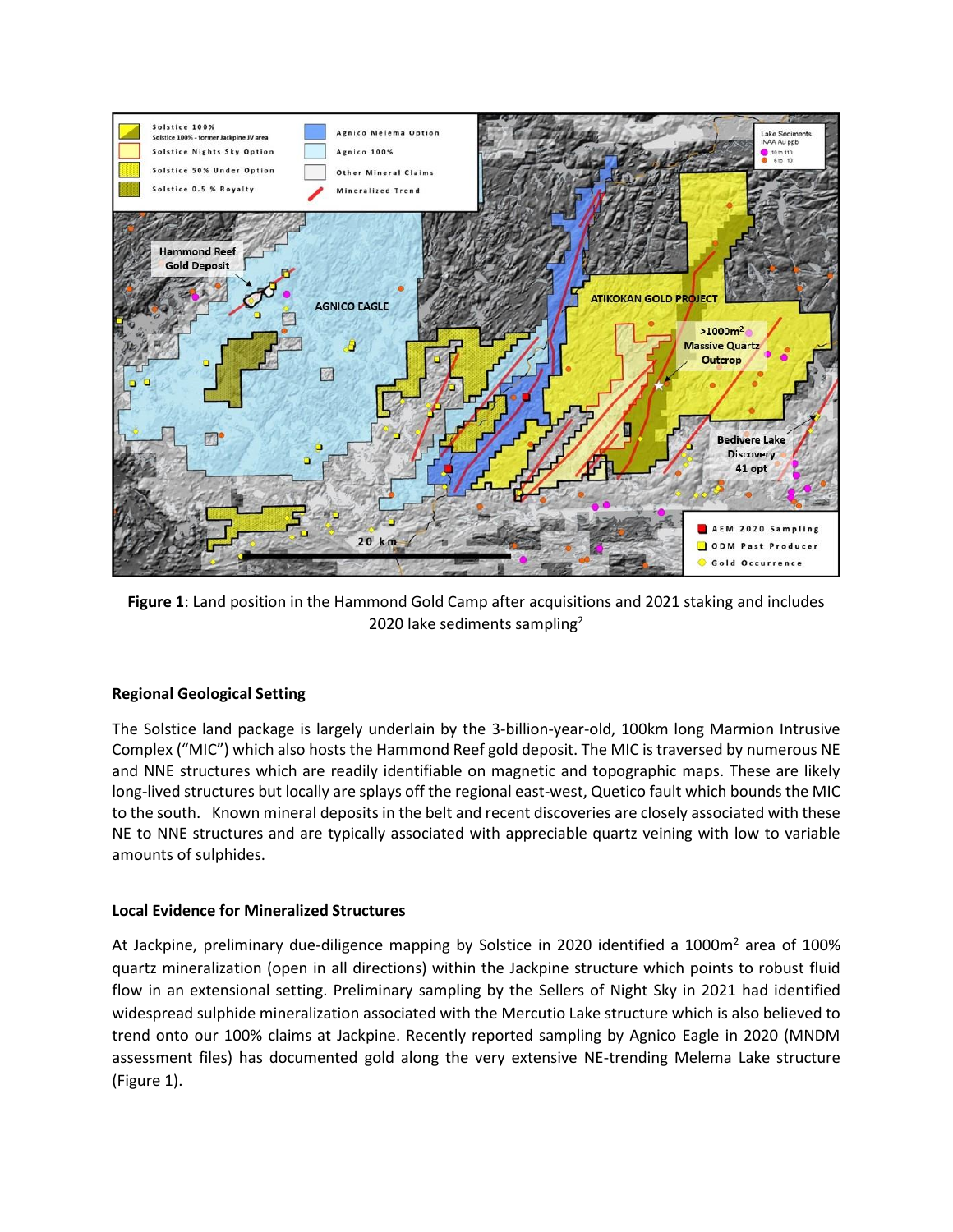**Figure 1**: Land position in the Hammond Gold Camp after acquisitions and 2021 staking and includes 2020 lake sediments sampling[2]

## Regional Geological Setting

The Solstice land package is largely underlain by the 3-billion-year-old, 100km long Marmion Intrusive Complex ("MIC") which also hosts the Hammond Reef gold deposit. The MIC is traversed by numerous NE and NNE structures which are readily identifiable on magnetic and topographic maps. These are likely long-lived structures but locally are splays off the regional east-west, Quetico fault which bounds the MIC to the south. Known mineral deposits in the belt and recent discoveries are closely associated with these NE to NNE structures and are typically associated with appreciable quartz veining with low to variable amounts of sulphides.

## Local Evidence for Mineralized Structures

At Jackpine, preliminary due-diligence mapping by Solstice in 2020 identified a 1000m$^2$ area of 100% quartz mineralization (open in all directions) within the Jackpine structure which points to robust fluid flow in an extensional setting. Preliminary sampling by the Sellers of Night Sky in 2021 had identified widespread sulphide mineralization associated with the Mercutio Lake structure which is also believed to trend onto our 100% claims at Jackpine. Recently reported sampling by Agnico Eagle in 2020 (MNDM assessment files) has documented gold along the very extensive NE-trending Melema Lake structure (Figure 1).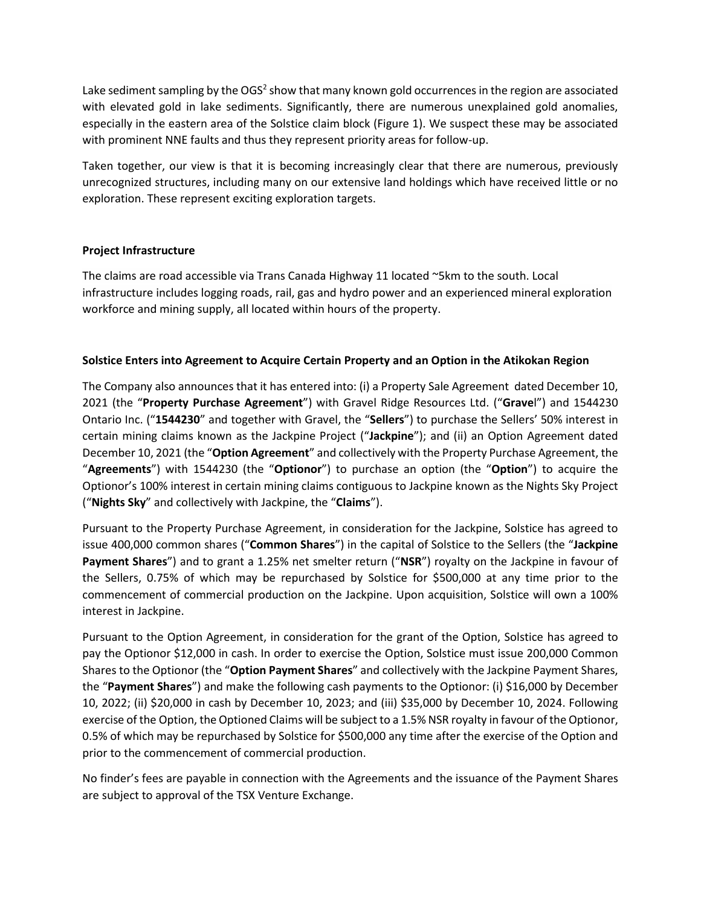Lake sediment sampling by the OGS[2] show that many known gold occurrences in the region are associated with elevated gold in lake sediments. Significantly, there are numerous unexplained gold anomalies, especially in the eastern area of the Solstice claim block (Figure 1). We suspect these may be associated with prominent NNE faults and thus they represent priority areas for follow-up.

Taken together, our view is that it is becoming increasingly clear that there are numerous, previously unrecognized structures, including many on our extensive land holdings which have received little or no exploration. These represent exciting exploration targets.

**Project Infrastructure**

The claims are road accessible via Trans Canada Highway 11 located ~5km to the south. Local infrastructure includes logging roads, rail, gas and hydro power and an experienced mineral exploration workforce and mining supply, all located within hours of the property.

**Solstice Enters into Agreement to Acquire Certain Property and an Option in the Atikokan Region**

The Company also announces that it has entered into: (i) a Property Sale Agreement dated December 10, 2021 (the "**Property Purchase Agreement**") with Gravel Ridge Resources Ltd. ("**Gravel**") and 1544230 Ontario Inc. ("**1544230**" and together with Gravel, the "**Sellers**") to purchase the Sellers' 50% interest in certain mining claims known as the Jackpine Project ("**Jackpine**"); and (ii) an Option Agreement dated December 10, 2021 (the "**Option Agreement**" and collectively with the Property Purchase Agreement, the "**Agreements**") with 1544230 (the "**Optionor**") to purchase an option (the "**Option**") to acquire the Optionor's 100% interest in certain mining claims contiguous to Jackpine known as the Nights Sky Project ("**Nights Sky**" and collectively with Jackpine, the "**Claims**").

Pursuant to the Property Purchase Agreement, in consideration for the Jackpine, Solstice has agreed to issue 400,000 common shares ("**Common Shares**") in the capital of Solstice to the Sellers (the "**Jackpine Payment Shares**") and to grant a 1.25% net smelter return ("**NSR**") royalty on the Jackpine in favour of the Sellers, 0.75% of which may be repurchased by Solstice for $500,000 at any time prior to the commencement of commercial production on the Jackpine. Upon acquisition, Solstice will own a 100% interest in Jackpine.

Pursuant to the Option Agreement, in consideration for the grant of the Option, Solstice has agreed to pay the Optionor $12,000 in cash. In order to exercise the Option, Solstice must issue 200,000 Common Shares to the Optionor (the "**Option Payment Shares**" and collectively with the Jackpine Payment Shares, the "**Payment Shares**") and make the following cash payments to the Optionor: (i) $16,000 by December 10, 2022; (ii) $20,000 in cash by December 10, 2023; and (iii) $35,000 by December 10, 2024. Following exercise of the Option, the Optioned Claims will be subject to a 1.5% NSR royalty in favour of the Optionor, 0.5% of which may be repurchased by Solstice for $500,000 any time after the exercise of the Option and prior to the commencement of commercial production.

No finder's fees are payable in connection with the Agreements and the issuance of the Payment Shares are subject to approval of the TSX Venture Exchange.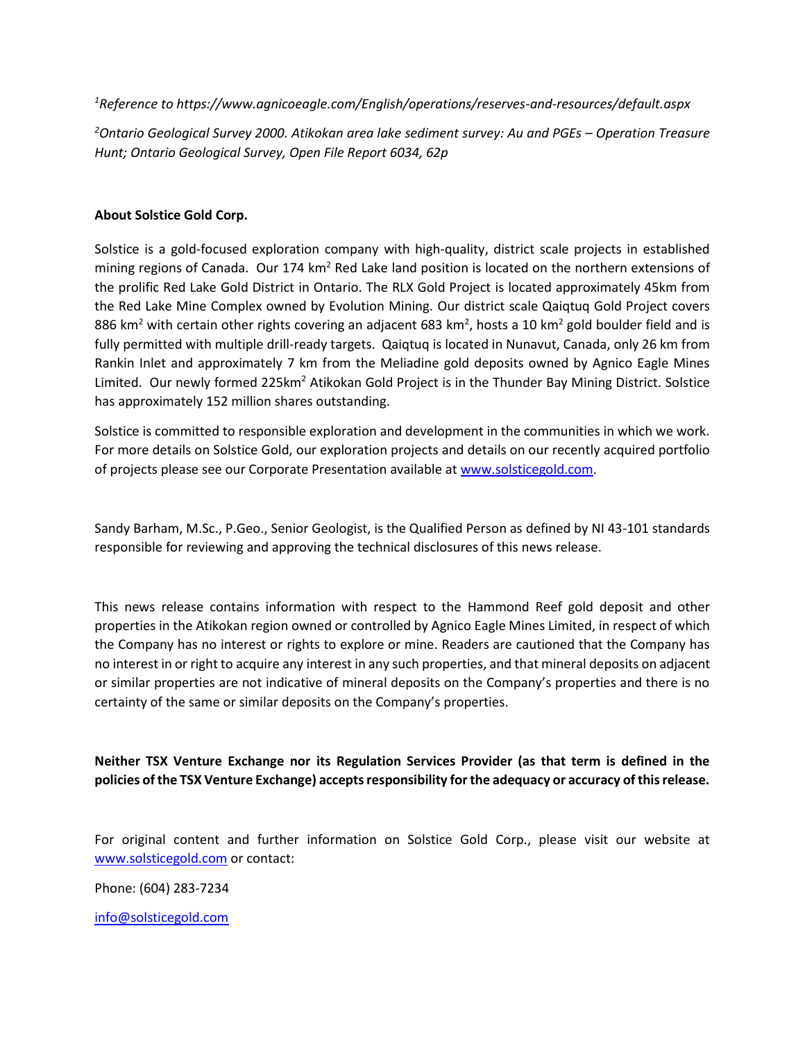[1]*Reference to https://www.agnicoeagle.com/English/operations/reserves-and-resources/default.aspx*

[2]*Ontario Geological Survey 2000. Atikokan area lake sediment survey: Au and PGEs – Operation Treasure Hunt; Ontario Geological Survey, Open File Report 6034, 62p*

**About Solstice Gold Corp.**

Solstice is a gold-focused exploration company with high-quality, district scale projects in established mining regions of Canada. Our 174 $km^2$ Red Lake land position is located on the northern extensions of the prolific Red Lake Gold District in Ontario. The RLX Gold Project is located approximately 45km from the Red Lake Mine Complex owned by Evolution Mining. Our district scale Qaiqtuq Gold Project covers 886 $km^2$ with certain other rights covering an adjacent 683 $km^2$, hosts a 10 $km^2$ gold boulder field and is fully permitted with multiple drill-ready targets. Qaiqtuq is located in Nunavut, Canada, only 26 km from Rankin Inlet and approximately 7 km from the Meliadine gold deposits owned by Agnico Eagle Mines Limited. Our newly formed 225$km^2$ Atikokan Gold Project is in the Thunder Bay Mining District. Solstice has approximately 152 million shares outstanding.

Solstice is committed to responsible exploration and development in the communities in which we work. For more details on Solstice Gold, our exploration projects and details on our recently acquired portfolio of projects please see our Corporate Presentation available at www.solsticegold.com.

Sandy Barham, M.Sc., P.Geo., Senior Geologist, is the Qualified Person as defined by NI 43-101 standards responsible for reviewing and approving the technical disclosures of this news release.

This news release contains information with respect to the Hammond Reef gold deposit and other properties in the Atikokan region owned or controlled by Agnico Eagle Mines Limited, in respect of which the Company has no interest or rights to explore or mine. Readers are cautioned that the Company has no interest in or right to acquire any interest in any such properties, and that mineral deposits on adjacent or similar properties are not indicative of mineral deposits on the Company's properties and there is no certainty of the same or similar deposits on the Company's properties.

**Neither TSX Venture Exchange nor its Regulation Services Provider (as that term is defined in the policies of the TSX Venture Exchange) accepts responsibility for the adequacy or accuracy of this release.**

For original content and further information on Solstice Gold Corp., please visit our website at www.solsticegold.com or contact:

Phone: (604) 283-7234

info@solsticegold.com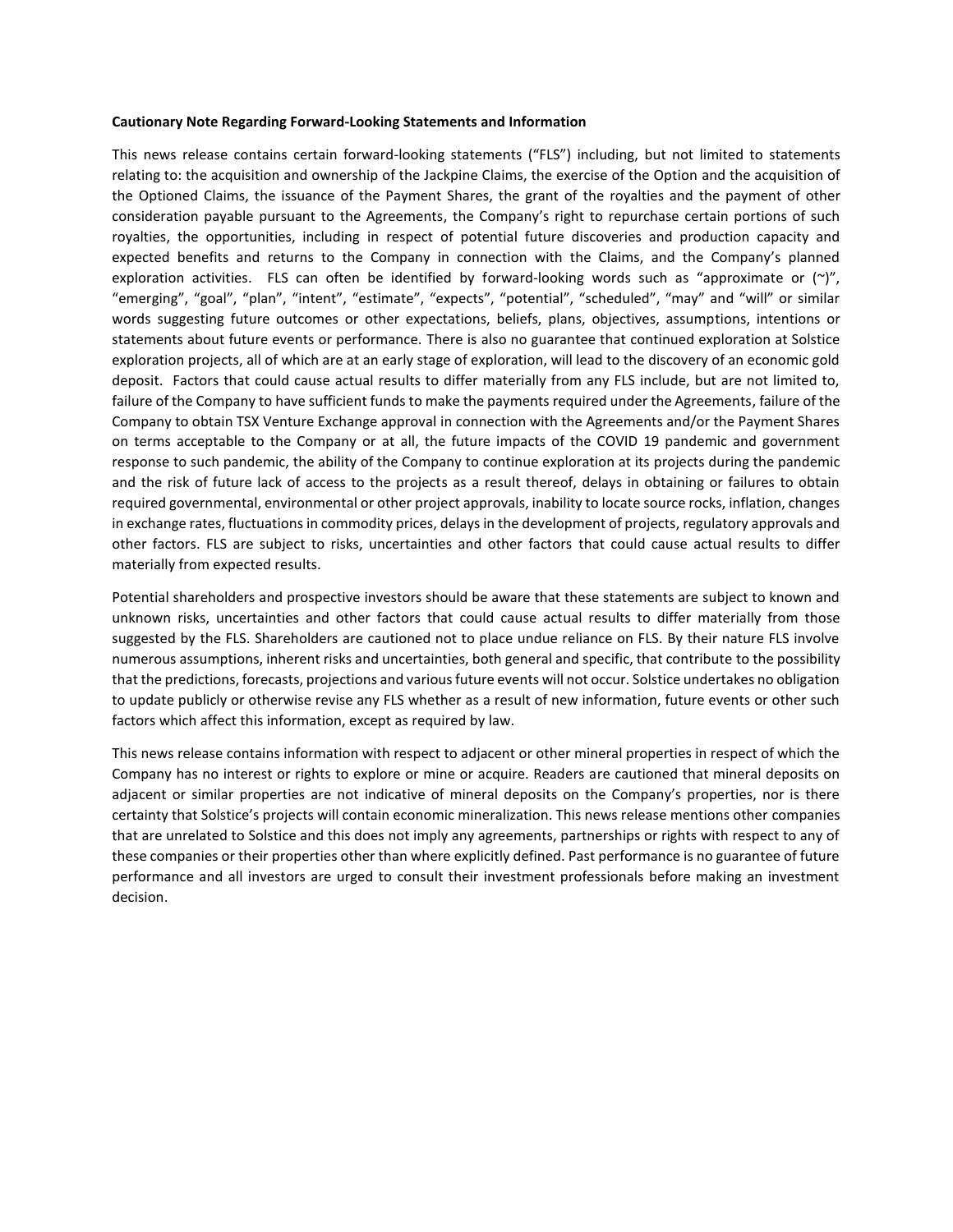**Cautionary Note Regarding Forward-Looking Statements and Information**

This news release contains certain forward-looking statements ("FLS") including, but not limited to statements relating to: the acquisition and ownership of the Jackpine Claims, the exercise of the Option and the acquisition of the Optioned Claims, the issuance of the Payment Shares, the grant of the royalties and the payment of other consideration payable pursuant to the Agreements, the Company's right to repurchase certain portions of such royalties, the opportunities, including in respect of potential future discoveries and production capacity and expected benefits and returns to the Company in connection with the Claims, and the Company's planned exploration activities. FLS can often be identified by forward-looking words such as "approximate or (~)", "emerging", "goal", "plan", "intent", "estimate", "expects", "potential", "scheduled", "may" and "will" or similar words suggesting future outcomes or other expectations, beliefs, plans, objectives, assumptions, intentions or statements about future events or performance. There is also no guarantee that continued exploration at Solstice exploration projects, all of which are at an early stage of exploration, will lead to the discovery of an economic gold deposit. Factors that could cause actual results to differ materially from any FLS include, but are not limited to, failure of the Company to have sufficient funds to make the payments required under the Agreements, failure of the Company to obtain TSX Venture Exchange approval in connection with the Agreements and/or the Payment Shares on terms acceptable to the Company or at all, the future impacts of the COVID 19 pandemic and government response to such pandemic, the ability of the Company to continue exploration at its projects during the pandemic and the risk of future lack of access to the projects as a result thereof, delays in obtaining or failures to obtain required governmental, environmental or other project approvals, inability to locate source rocks, inflation, changes in exchange rates, fluctuations in commodity prices, delays in the development of projects, regulatory approvals and other factors. FLS are subject to risks, uncertainties and other factors that could cause actual results to differ materially from expected results.

Potential shareholders and prospective investors should be aware that these statements are subject to known and unknown risks, uncertainties and other factors that could cause actual results to differ materially from those suggested by the FLS. Shareholders are cautioned not to place undue reliance on FLS. By their nature FLS involve numerous assumptions, inherent risks and uncertainties, both general and specific, that contribute to the possibility that the predictions, forecasts, projections and various future events will not occur. Solstice undertakes no obligation to update publicly or otherwise revise any FLS whether as a result of new information, future events or other such factors which affect this information, except as required by law.

This news release contains information with respect to adjacent or other mineral properties in respect of which the Company has no interest or rights to explore or mine or acquire. Readers are cautioned that mineral deposits on adjacent or similar properties are not indicative of mineral deposits on the Company's properties, nor is there certainty that Solstice's projects will contain economic mineralization. This news release mentions other companies that are unrelated to Solstice and this does not imply any agreements, partnerships or rights with respect to any of these companies or their properties other than where explicitly defined. Past performance is no guarantee of future performance and all investors are urged to consult their investment professionals before making an investment decision.